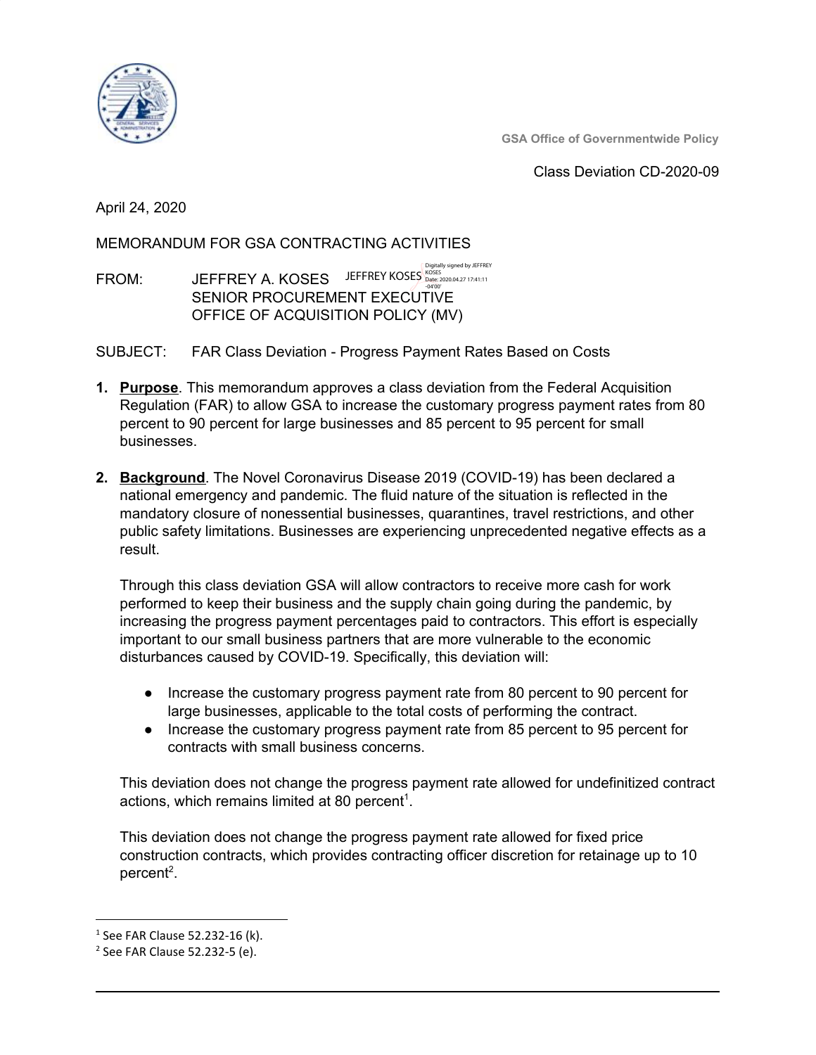GSA Office of Governmentwide Policy

Class Deviation CD-2020-09

April 24, 2020

MEMORANDUM FOR GSA CONTRACTING ACTIVITIES

FROM: JEFFREY A. KOSES JEFFREY KOSES Digitally signed by JEFFREY KOSES Date: 2020.04.27 17:41:11 -04'00'
SENIOR PROCUREMENT EXECUTIVE
OFFICE OF ACQUISITION POLICY (MV)

SUBJECT: FAR Class Deviation - Progress Payment Rates Based on Costs

1. **Purpose**. This memorandum approves a class deviation from the Federal Acquisition Regulation (FAR) to allow GSA to increase the customary progress payment rates from 80 percent to 90 percent for large businesses and 85 percent to 95 percent for small businesses.

2. **Background**. The Novel Coronavirus Disease 2019 (COVID-19) has been declared a national emergency and pandemic. The fluid nature of the situation is reflected in the mandatory closure of nonessential businesses, quarantines, travel restrictions, and other public safety limitations. Businesses are experiencing unprecedented negative effects as a result.

   Through this class deviation GSA will allow contractors to receive more cash for work performed to keep their business and the supply chain going during the pandemic, by increasing the progress payment percentages paid to contractors. This effort is especially important to our small business partners that are more vulnerable to the economic disturbances caused by COVID-19. Specifically, this deviation will:

   - Increase the customary progress payment rate from 80 percent to 90 percent for large businesses, applicable to the total costs of performing the contract.
   - Increase the customary progress payment rate from 85 percent to 95 percent for contracts with small business concerns.

   This deviation does not change the progress payment rate allowed for undefinitized contract actions, which remains limited at 80 percent[1].

   This deviation does not change the progress payment rate allowed for fixed price construction contracts, which provides contracting officer discretion for retainage up to 10 percent[2].

[1] See FAR Clause 52.232-16 (k).
[2] See FAR Clause 52.232-5 (e).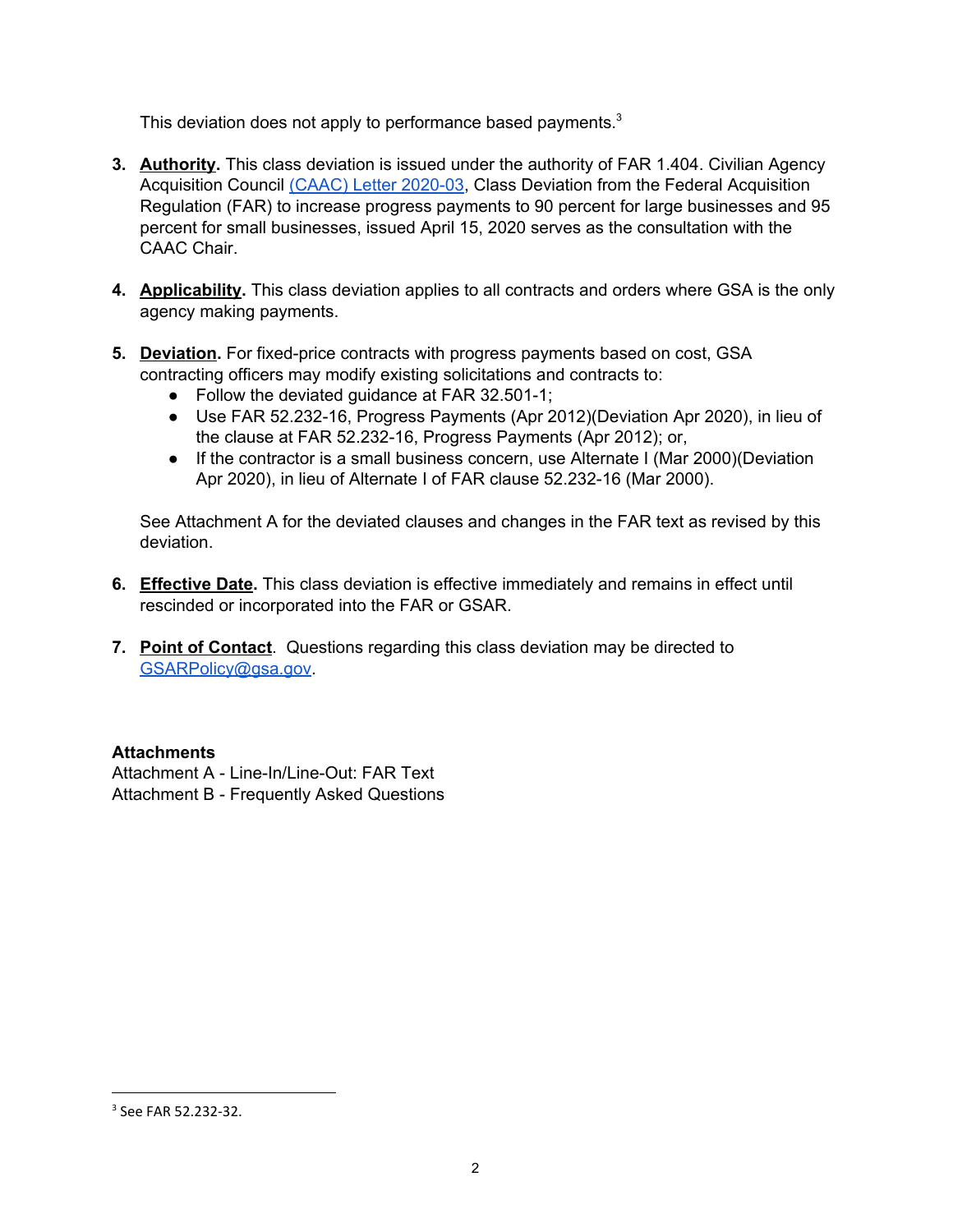This deviation does not apply to performance based payments.[3]

3. **Authority.** This class deviation is issued under the authority of FAR 1.404. Civilian Agency Acquisition Council [(CAAC) Letter 2020-03](), Class Deviation from the Federal Acquisition Regulation (FAR) to increase progress payments to 90 percent for large businesses and 95 percent for small businesses, issued April 15, 2020 serves as the consultation with the CAAC Chair.

4. **Applicability.** This class deviation applies to all contracts and orders where GSA is the only agency making payments.

5. **Deviation.** For fixed-price contracts with progress payments based on cost, GSA contracting officers may modify existing solicitations and contracts to:
   - Follow the deviated guidance at FAR 32.501-1;
   - Use FAR 52.232-16, Progress Payments (Apr 2012)(Deviation Apr 2020), in lieu of the clause at FAR 52.232-16, Progress Payments (Apr 2012); or,
   - If the contractor is a small business concern, use Alternate I (Mar 2000)(Deviation Apr 2020), in lieu of Alternate I of FAR clause 52.232-16 (Mar 2000).

   See Attachment A for the deviated clauses and changes in the FAR text as revised by this deviation.

6. **Effective Date.** This class deviation is effective immediately and remains in effect until rescinded or incorporated into the FAR or GSAR.

7. **Point of Contact**. Questions regarding this class deviation may be directed to GSARPolicy@gsa.gov.

**Attachments**

Attachment A - Line-In/Line-Out: FAR Text

Attachment B - Frequently Asked Questions

[3] See FAR 52.232-32.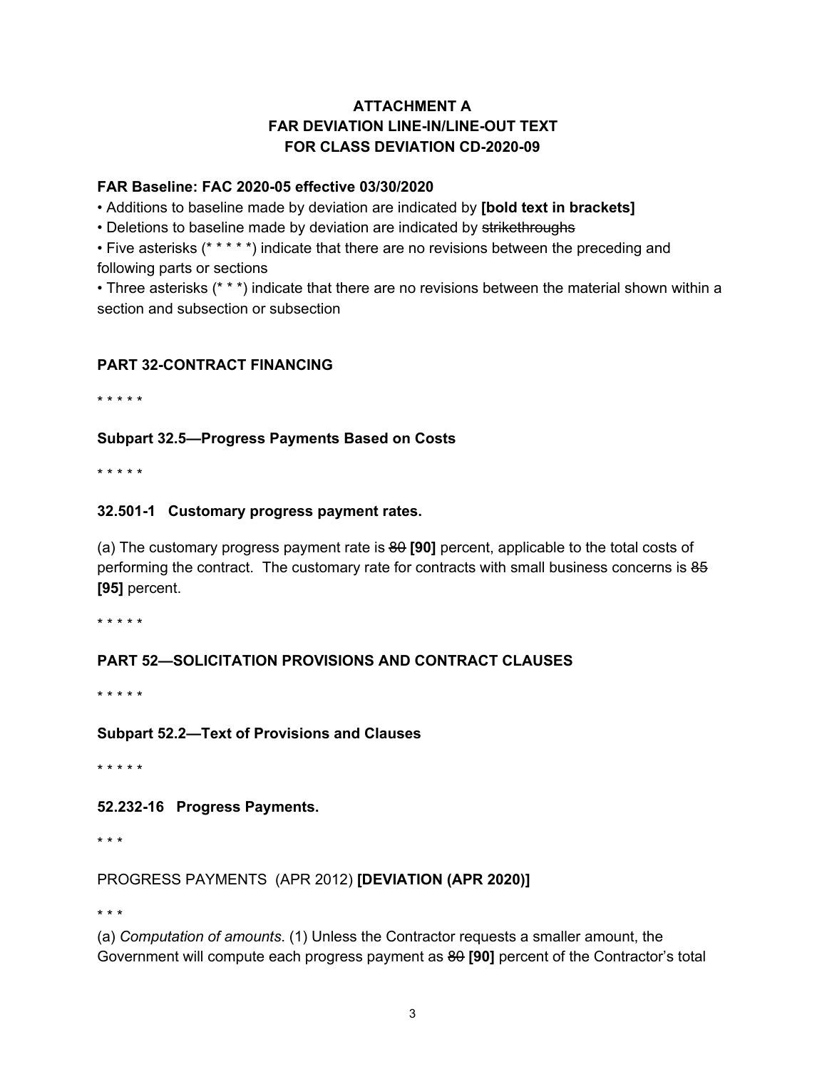**ATTACHMENT A**
**FAR DEVIATION LINE-IN/LINE-OUT TEXT**
**FOR CLASS DEVIATION CD-2020-09**

**FAR Baseline: FAC 2020-05 effective 03/30/2020**

- Additions to baseline made by deviation are indicated by **[bold text in brackets]**
- Deletions to baseline made by deviation are indicated by ~~strikethroughs~~
- Five asterisks (* * * * *) indicate that there are no revisions between the preceding and following parts or sections
- Three asterisks (* * *) indicate that there are no revisions between the material shown within a section and subsection or subsection

**PART 32-CONTRACT FINANCING**

* * * * *

**Subpart 32.5—Progress Payments Based on Costs**

* * * * *

**32.501-1 Customary progress payment rates.**

(a) The customary progress payment rate is ~~80~~ **[90]** percent, applicable to the total costs of performing the contract. The customary rate for contracts with small business concerns is ~~85~~ **[95]** percent.

* * * * *

**PART 52—SOLICITATION PROVISIONS AND CONTRACT CLAUSES**

* * * * *

**Subpart 52.2—Text of Provisions and Clauses**

* * * * *

**52.232-16 Progress Payments.**

* * *

PROGRESS PAYMENTS (APR 2012) **[DEVIATION (APR 2020)]**

* * *

(a) *Computation of amounts*. (1) Unless the Contractor requests a smaller amount, the Government will compute each progress payment as ~~80~~ **[90]** percent of the Contractor's total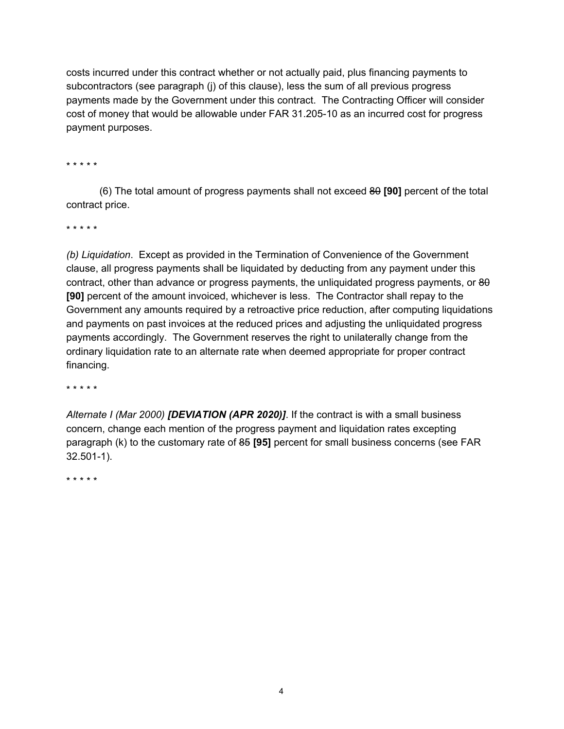costs incurred under this contract whether or not actually paid, plus financing payments to subcontractors (see paragraph (j) of this clause), less the sum of all previous progress payments made by the Government under this contract. The Contracting Officer will consider cost of money that would be allowable under FAR 31.205-10 as an incurred cost for progress payment purposes.

* * * * *

(6) The total amount of progress payments shall not exceed ~~80~~ **[90]** percent of the total contract price.

* * * * *

*(b) Liquidation*. Except as provided in the Termination of Convenience of the Government clause, all progress payments shall be liquidated by deducting from any payment under this contract, other than advance or progress payments, the unliquidated progress payments, or ~~80~~ **[90]** percent of the amount invoiced, whichever is less. The Contractor shall repay to the Government any amounts required by a retroactive price reduction, after computing liquidations and payments on past invoices at the reduced prices and adjusting the unliquidated progress payments accordingly. The Government reserves the right to unilaterally change from the ordinary liquidation rate to an alternate rate when deemed appropriate for proper contract financing.

* * * * *

*Alternate I (Mar 2000)* ***[DEVIATION (APR 2020)]***. If the contract is with a small business concern, change each mention of the progress payment and liquidation rates excepting paragraph (k) to the customary rate of ~~85~~ **[95]** percent for small business concerns (see FAR 32.501-1).

* * * * *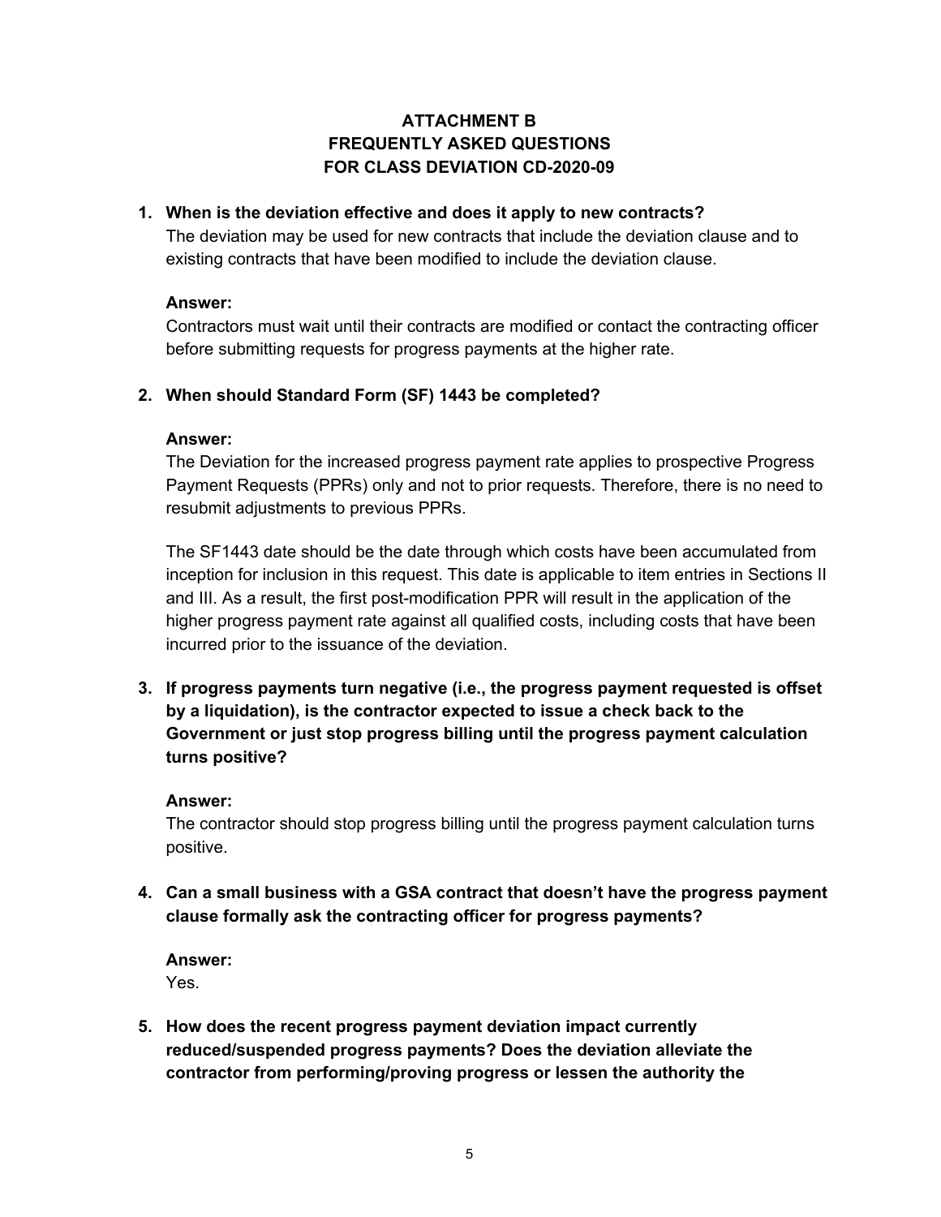# ATTACHMENT B
# FREQUENTLY ASKED QUESTIONS
# FOR CLASS DEVIATION CD-2020-09

1. **When is the deviation effective and does it apply to new contracts?**

   The deviation may be used for new contracts that include the deviation clause and to existing contracts that have been modified to include the deviation clause.

   **Answer:**

   Contractors must wait until their contracts are modified or contact the contracting officer before submitting requests for progress payments at the higher rate.

2. **When should Standard Form (SF) 1443 be completed?**

   **Answer:**

   The Deviation for the increased progress payment rate applies to prospective Progress Payment Requests (PPRs) only and not to prior requests. Therefore, there is no need to resubmit adjustments to previous PPRs.

   The SF1443 date should be the date through which costs have been accumulated from inception for inclusion in this request. This date is applicable to item entries in Sections II and III. As a result, the first post-modification PPR will result in the application of the higher progress payment rate against all qualified costs, including costs that have been incurred prior to the issuance of the deviation.

3. **If progress payments turn negative (i.e., the progress payment requested is offset by a liquidation), is the contractor expected to issue a check back to the Government or just stop progress billing until the progress payment calculation turns positive?**

   **Answer:**

   The contractor should stop progress billing until the progress payment calculation turns positive.

4. **Can a small business with a GSA contract that doesn't have the progress payment clause formally ask the contracting officer for progress payments?**

   **Answer:**

   Yes.

5. **How does the recent progress payment deviation impact currently reduced/suspended progress payments? Does the deviation alleviate the contractor from performing/proving progress or lessen the authority the**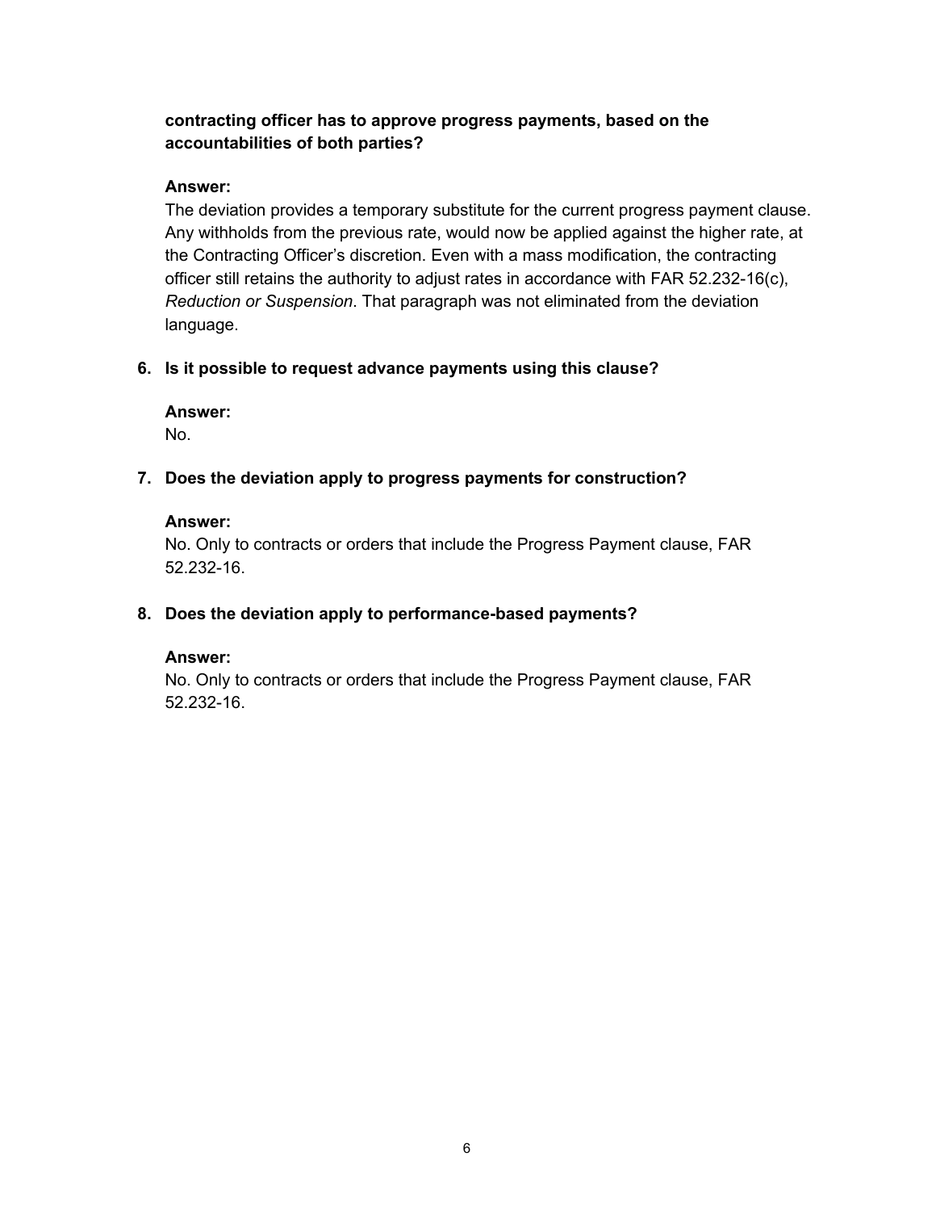**contracting officer has to approve progress payments, based on the accountabilities of both parties?**

**Answer:**
The deviation provides a temporary substitute for the current progress payment clause. Any withholds from the previous rate, would now be applied against the higher rate, at the Contracting Officer's discretion. Even with a mass modification, the contracting officer still retains the authority to adjust rates in accordance with FAR 52.232-16(c), *Reduction or Suspension*. That paragraph was not eliminated from the deviation language.

6. **Is it possible to request advance payments using this clause?**

   **Answer:**
   No.

7. **Does the deviation apply to progress payments for construction?**

   **Answer:**
   No. Only to contracts or orders that include the Progress Payment clause, FAR 52.232-16.

8. **Does the deviation apply to performance-based payments?**

   **Answer:**
   No. Only to contracts or orders that include the Progress Payment clause, FAR 52.232-16.